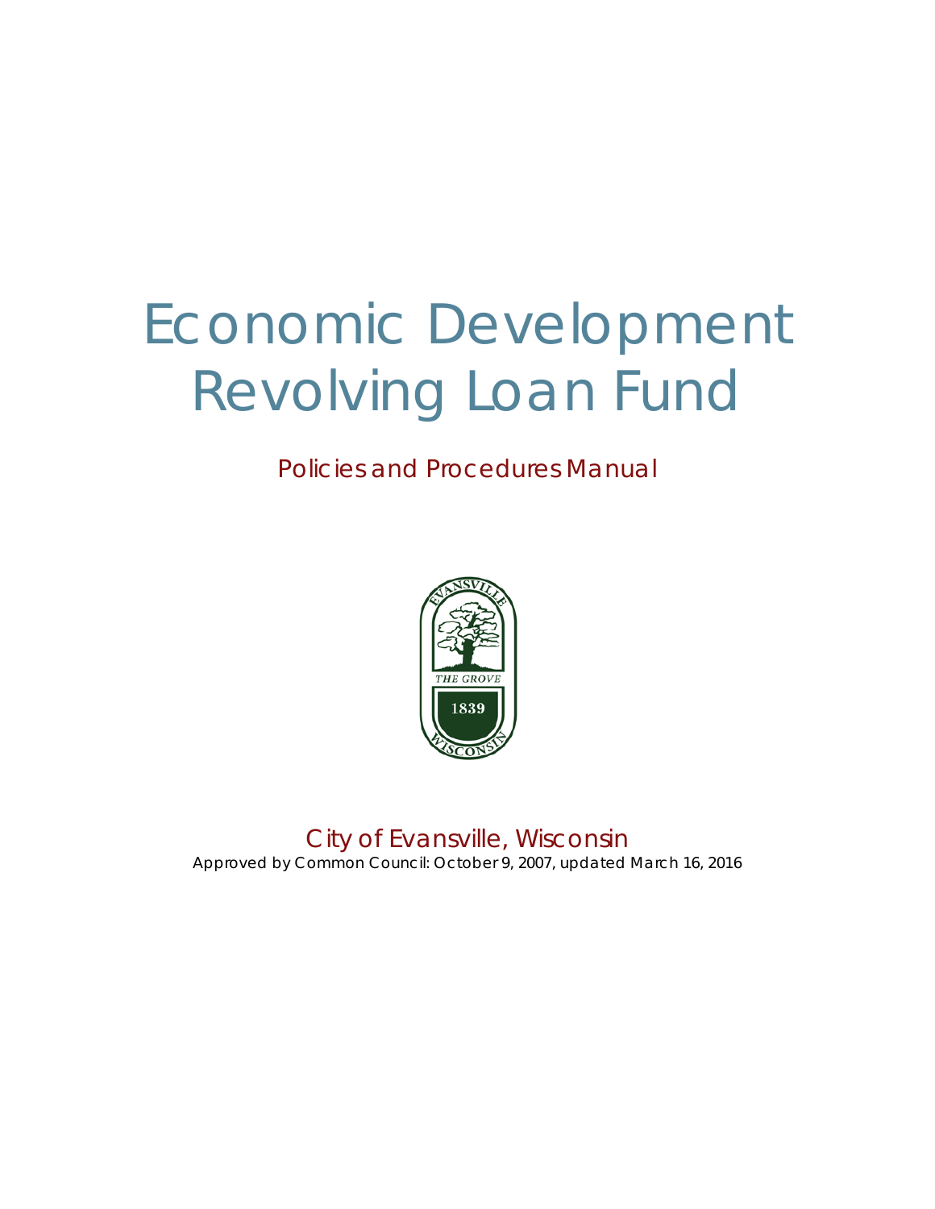# Economic Development Revolving Loan Fund

## Policies and Procedures Manual

City of Evansville, Wisconsin

Approved by Common Council: October 9, 2007, updated March 16, 2016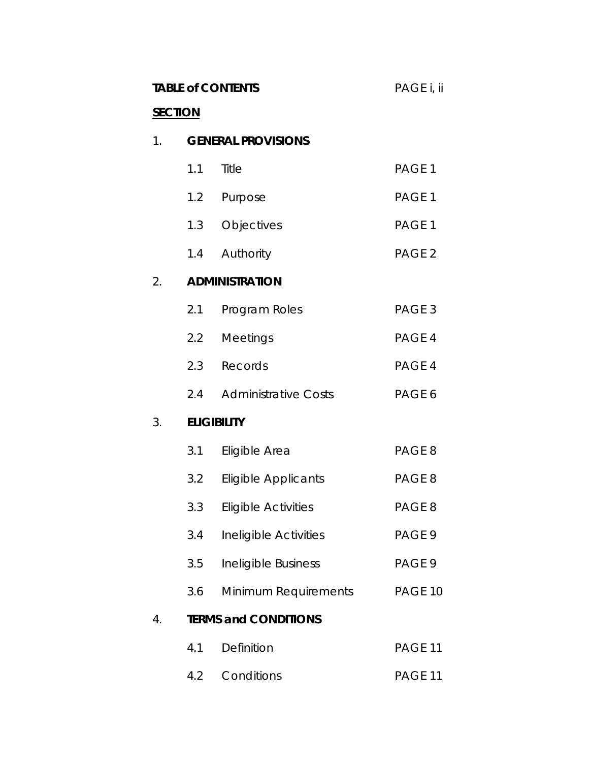**TABLE of CONTENTS** PAGE i, ii

**SECTION**

| | | | |
|---|---|---|---|
| 1. | **GENERAL PROVISIONS** | | |
| | 1.1 | Title | PAGE 1 |
| | 1.2 | Purpose | PAGE 1 |
| | 1.3 | Objectives | PAGE 1 |
| | 1.4 | Authority | PAGE 2 |
| 2. | **ADMINISTRATION** | | |
| | 2.1 | Program Roles | PAGE 3 |
| | 2.2 | Meetings | PAGE 4 |
| | 2.3 | Records | PAGE 4 |
| | 2.4 | Administrative Costs | PAGE 6 |
| 3. | **ELIGIBILITY** | | |
| | 3.1 | Eligible Area | PAGE 8 |
| | 3.2 | Eligible Applicants | PAGE 8 |
| | 3.3 | Eligible Activities | PAGE 8 |
| | 3.4 | Ineligible Activities | PAGE 9 |
| | 3.5 | Ineligible Business | PAGE 9 |
| | 3.6 | Minimum Requirements | PAGE 10 |
| 4. | **TERMS and CONDITIONS** | | |
| | 4.1 | Definition | PAGE 11 |
| | 4.2 | Conditions | PAGE 11 |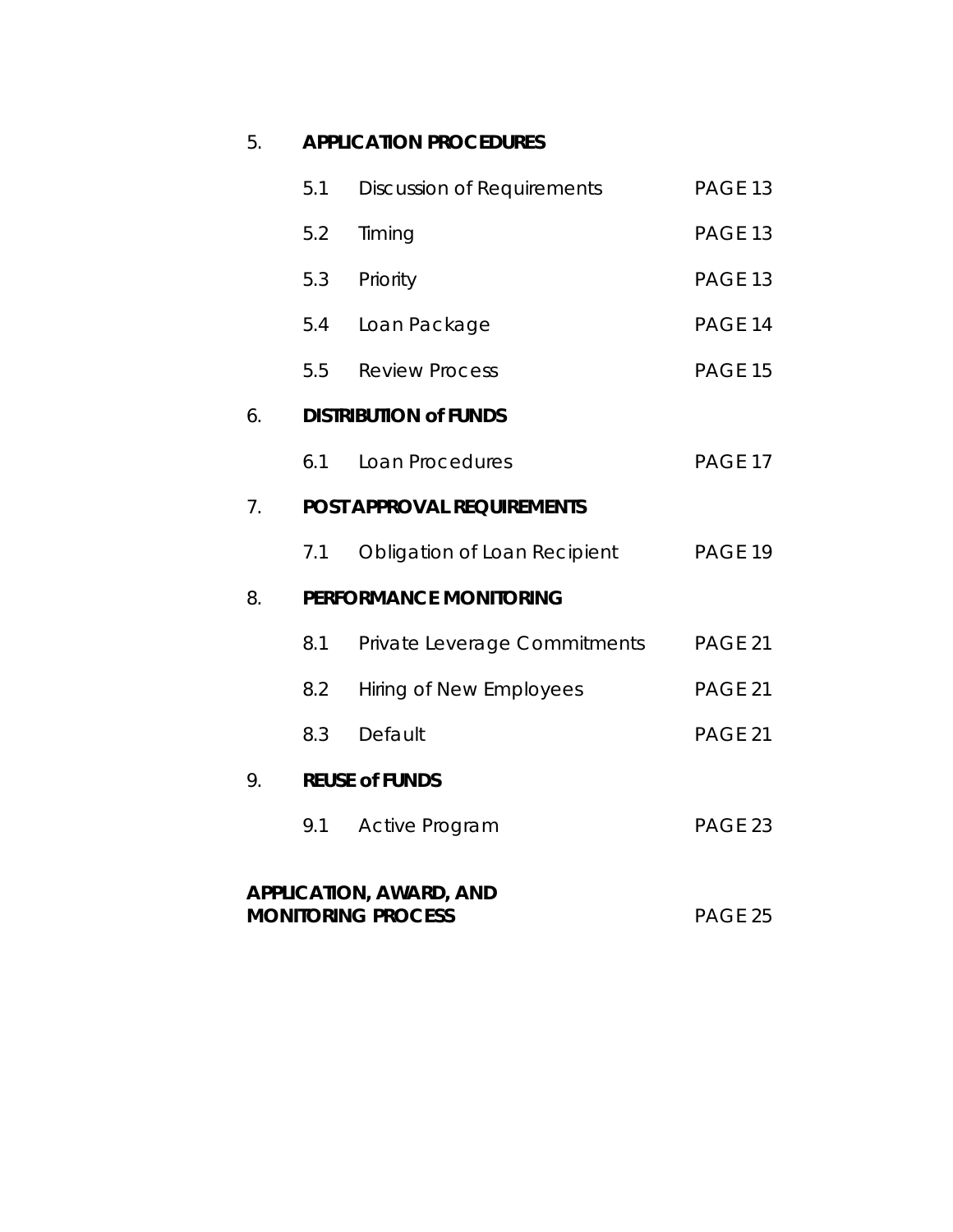5. **APPLICATION PROCEDURES**

| | | |
|---|---|---|
| 5.1 | Discussion of Requirements | PAGE 13 |
| 5.2 | Timing | PAGE 13 |
| 5.3 | Priority | PAGE 13 |
| 5.4 | Loan Package | PAGE 14 |
| 5.5 | Review Process | PAGE 15 |

6. **DISTRIBUTION of FUNDS**

| | | |
|---|---|---|
| 6.1 | Loan Procedures | PAGE 17 |

7. **POST APPROVAL REQUIREMENTS**

| | | |
|---|---|---|
| 7.1 | Obligation of Loan Recipient | PAGE 19 |

8. **PERFORMANCE MONITORING**

| | | |
|---|---|---|
| 8.1 | Private Leverage Commitments | PAGE 21 |
| 8.2 | Hiring of New Employees | PAGE 21 |
| 8.3 | Default | PAGE 21 |

9. **REUSE of FUNDS**

| | | |
|---|---|---|
| 9.1 | Active Program | PAGE 23 |

**APPLICATION, AWARD, AND MONITORING PROCESS** PAGE 25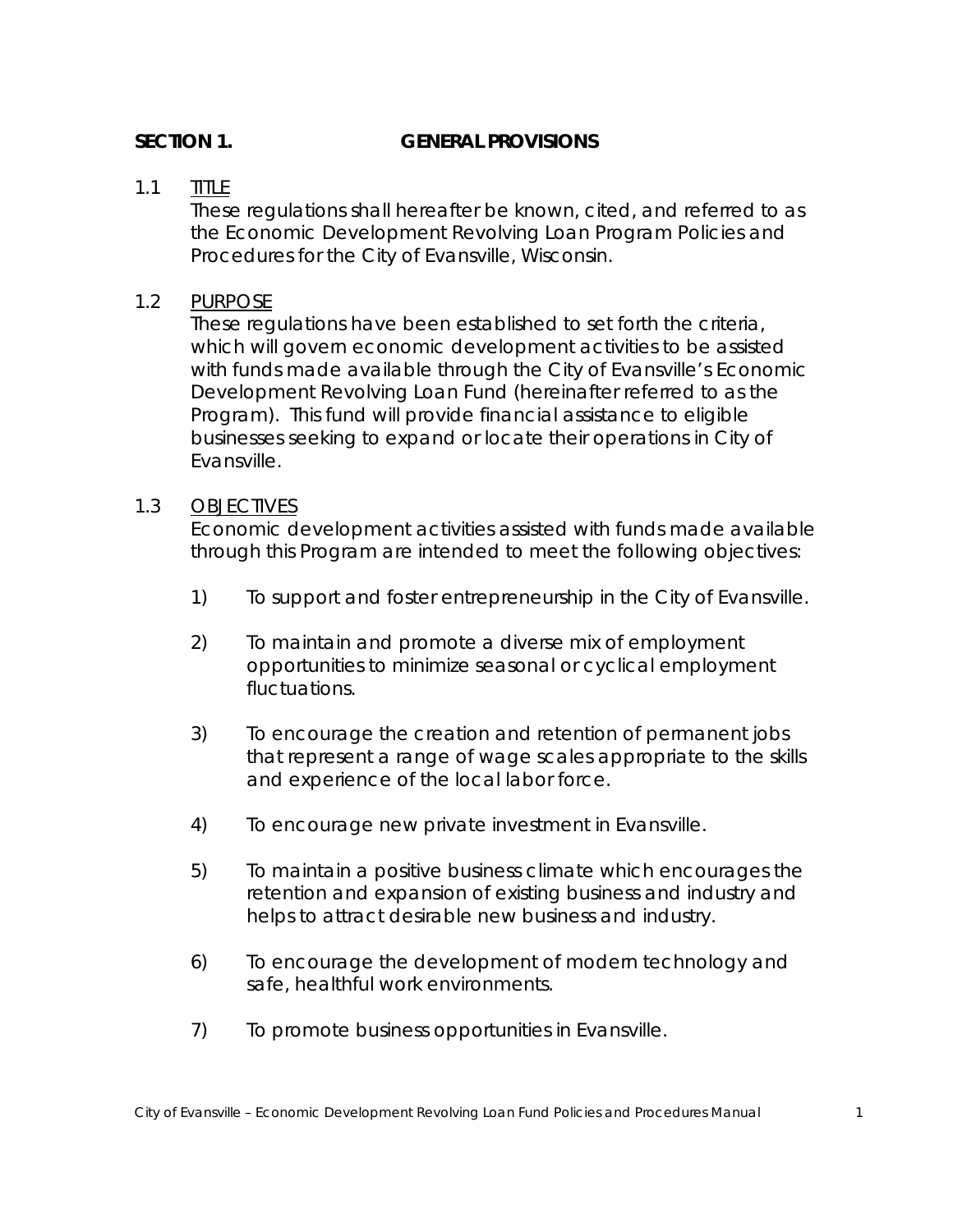## SECTION 1. GENERAL PROVISIONS

### 1.1 TITLE

These regulations shall hereafter be known, cited, and referred to as the Economic Development Revolving Loan Program Policies and Procedures for the City of Evansville, Wisconsin.

### 1.2 PURPOSE

These regulations have been established to set forth the criteria, which will govern economic development activities to be assisted with funds made available through the City of Evansville's Economic Development Revolving Loan Fund (hereinafter referred to as the Program). This fund will provide financial assistance to eligible businesses seeking to expand or locate their operations in City of Evansville.

### 1.3 OBJECTIVES

Economic development activities assisted with funds made available through this Program are intended to meet the following objectives:

1) To support and foster entrepreneurship in the City of Evansville.

2) To maintain and promote a diverse mix of employment opportunities to minimize seasonal or cyclical employment fluctuations.

3) To encourage the creation and retention of permanent jobs that represent a range of wage scales appropriate to the skills and experience of the local labor force.

4) To encourage new private investment in Evansville.

5) To maintain a positive business climate which encourages the retention and expansion of existing business and industry and helps to attract desirable new business and industry.

6) To encourage the development of modern technology and safe, healthful work environments.

7) To promote business opportunities in Evansville.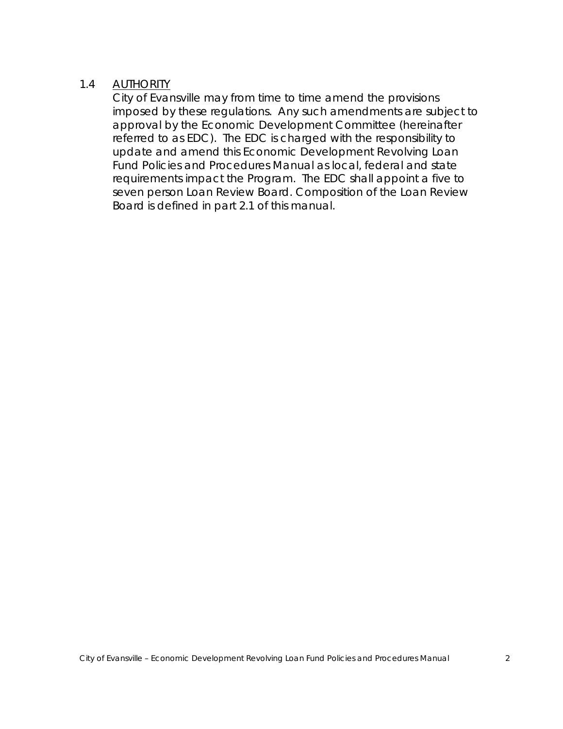### 1.4 <u>AUTHORITY</u>

City of Evansville may from time to time amend the provisions imposed by these regulations. Any such amendments are subject to approval by the Economic Development Committee (hereinafter referred to as EDC). The EDC is charged with the responsibility to update and amend this Economic Development Revolving Loan Fund Policies and Procedures Manual as local, federal and state requirements impact the Program. The EDC shall appoint a five to seven person Loan Review Board. Composition of the Loan Review Board is defined in part 2.1 of this manual.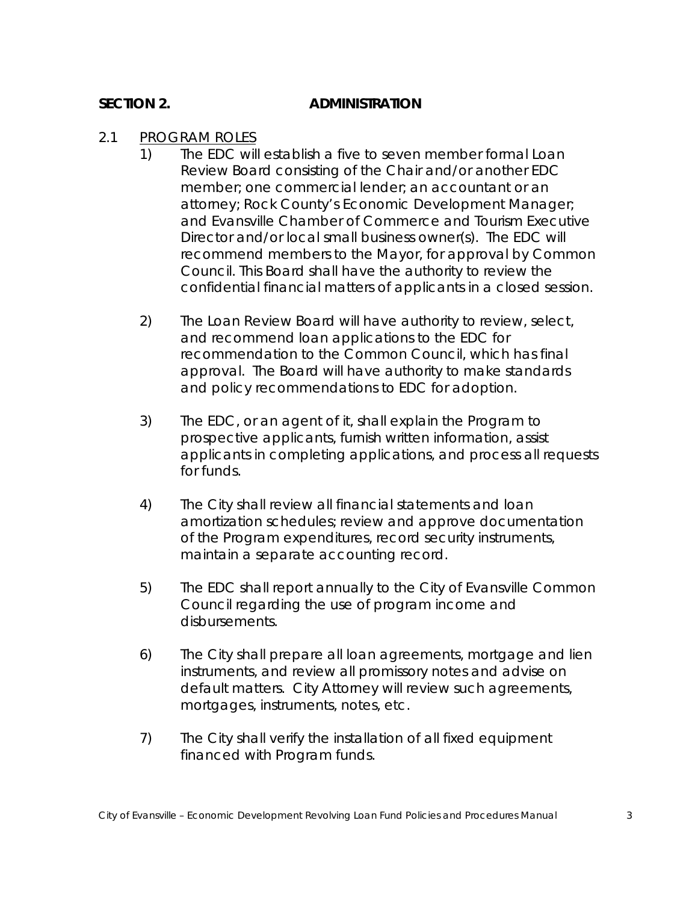## SECTION 2. ADMINISTRATION

2.1 PROGRAM ROLES

1) The EDC will establish a five to seven member formal Loan Review Board consisting of the Chair and/or another EDC member; one commercial lender; an accountant or an attorney; Rock County's Economic Development Manager; and Evansville Chamber of Commerce and Tourism Executive Director and/or local small business owner(s). The EDC will recommend members to the Mayor, for approval by Common Council. This Board shall have the authority to review the confidential financial matters of applicants in a closed session.

2) The Loan Review Board will have authority to review, select, and recommend loan applications to the EDC for recommendation to the Common Council, which has final approval. The Board will have authority to make standards and policy recommendations to EDC for adoption.

3) The EDC, or an agent of it, shall explain the Program to prospective applicants, furnish written information, assist applicants in completing applications, and process all requests for funds.

4) The City shall review all financial statements and loan amortization schedules; review and approve documentation of the Program expenditures, record security instruments, maintain a separate accounting record.

5) The EDC shall report annually to the City of Evansville Common Council regarding the use of program income and disbursements.

6) The City shall prepare all loan agreements, mortgage and lien instruments, and review all promissory notes and advise on default matters. City Attorney will review such agreements, mortgages, instruments, notes, etc.

7) The City shall verify the installation of all fixed equipment financed with Program funds.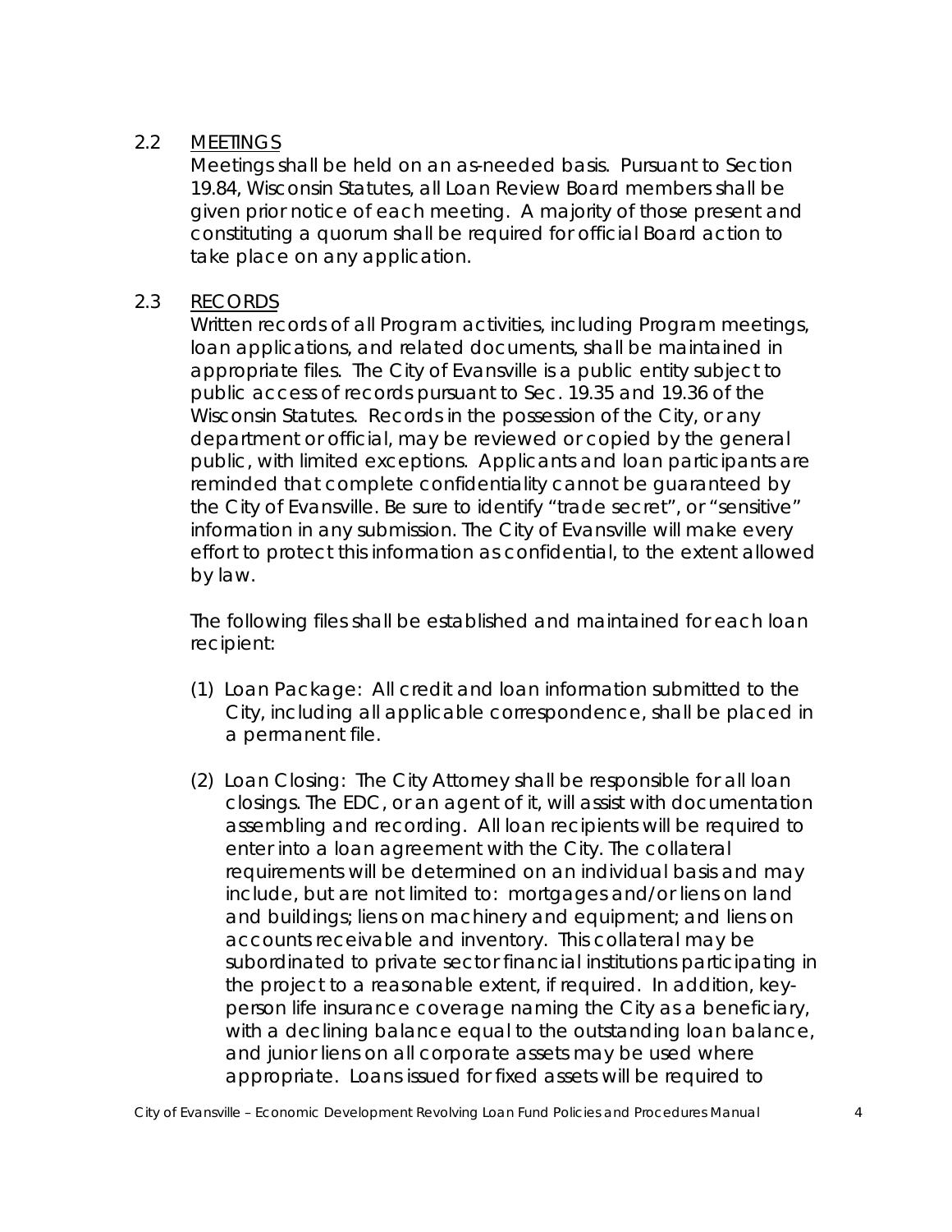## 2.2 <u>MEETINGS</u>

Meetings shall be held on an as-needed basis. Pursuant to Section 19.84, Wisconsin Statutes, all Loan Review Board members shall be given prior notice of each meeting. A majority of those present and constituting a quorum shall be required for official Board action to take place on any application.

## 2.3 <u>RECORDS</u>

Written records of all Program activities, including Program meetings, loan applications, and related documents, shall be maintained in appropriate files. The City of Evansville is a public entity subject to public access of records pursuant to Sec. 19.35 and 19.36 of the Wisconsin Statutes. Records in the possession of the City, or any department or official, may be reviewed or copied by the general public, with limited exceptions. Applicants and loan participants are reminded that complete confidentiality cannot be guaranteed by the City of Evansville. Be sure to identify "trade secret", or "sensitive" information in any submission. The City of Evansville will make every effort to protect this information as confidential, to the extent allowed by law.

The following files shall be established and maintained for each loan recipient:

(1) Loan Package: All credit and loan information submitted to the City, including all applicable correspondence, shall be placed in a permanent file.

(2) Loan Closing: The City Attorney shall be responsible for all loan closings. The EDC, or an agent of it, will assist with documentation assembling and recording. All loan recipients will be required to enter into a loan agreement with the City. The collateral requirements will be determined on an individual basis and may include, but are not limited to: mortgages and/or liens on land and buildings; liens on machinery and equipment; and liens on accounts receivable and inventory. This collateral may be subordinated to private sector financial institutions participating in the project to a reasonable extent, if required. In addition, key-person life insurance coverage naming the City as a beneficiary, with a declining balance equal to the outstanding loan balance, and junior liens on all corporate assets may be used where appropriate. Loans issued for fixed assets will be required to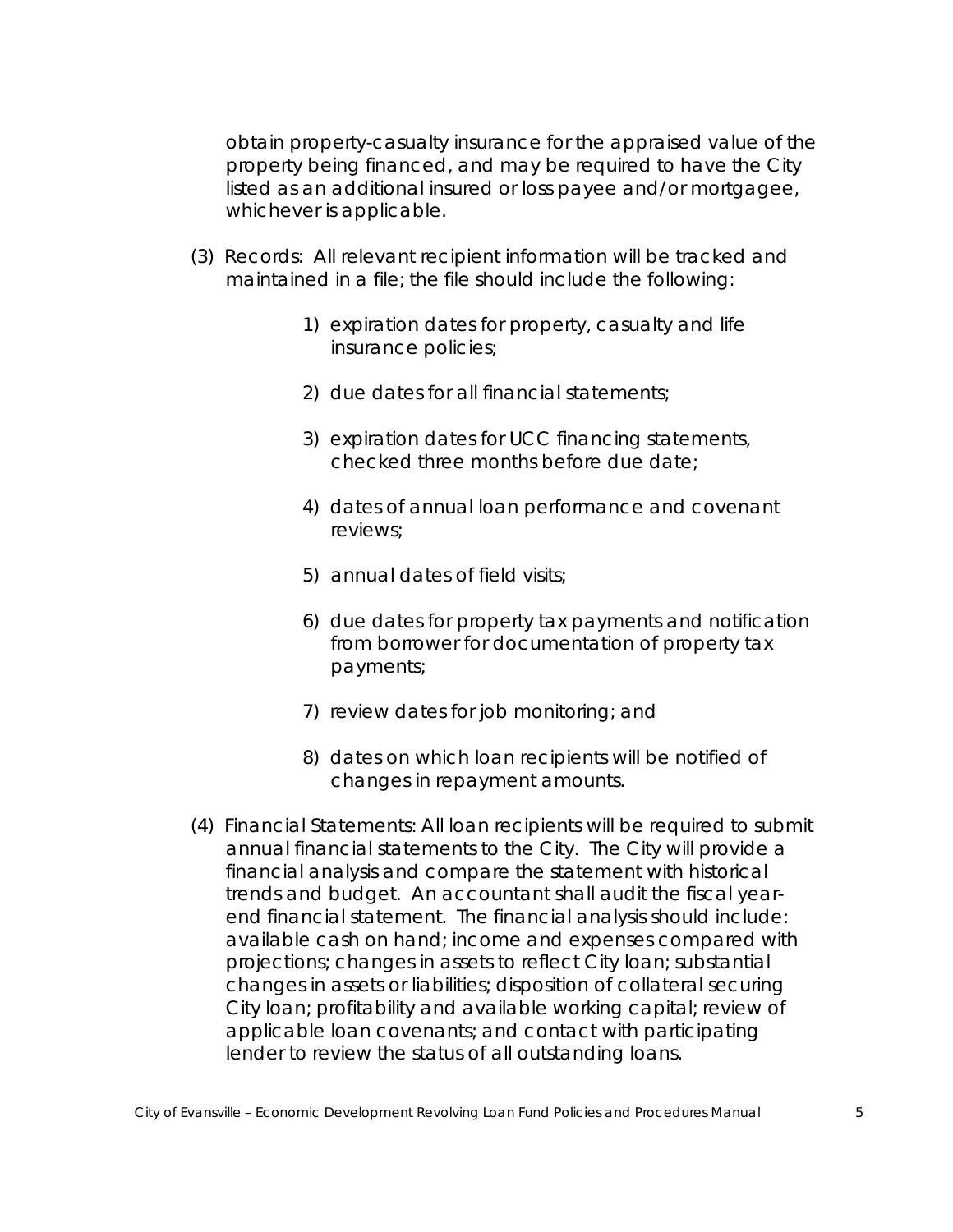obtain property-casualty insurance for the appraised value of the property being financed, and may be required to have the City listed as an additional insured or loss payee and/or mortgagee, whichever is applicable.

(3) Records: All relevant recipient information will be tracked and maintained in a file; the file should include the following:

1) expiration dates for property, casualty and life insurance policies;

2) due dates for all financial statements;

3) expiration dates for UCC financing statements, checked three months before due date;

4) dates of annual loan performance and covenant reviews;

5) annual dates of field visits;

6) due dates for property tax payments and notification from borrower for documentation of property tax payments;

7) review dates for job monitoring; and

8) dates on which loan recipients will be notified of changes in repayment amounts.

(4) Financial Statements: All loan recipients will be required to submit annual financial statements to the City. The City will provide a financial analysis and compare the statement with historical trends and budget. An accountant shall audit the fiscal year-end financial statement. The financial analysis should include: available cash on hand; income and expenses compared with projections; changes in assets to reflect City loan; substantial changes in assets or liabilities; disposition of collateral securing City loan; profitability and available working capital; review of applicable loan covenants; and contact with participating lender to review the status of all outstanding loans.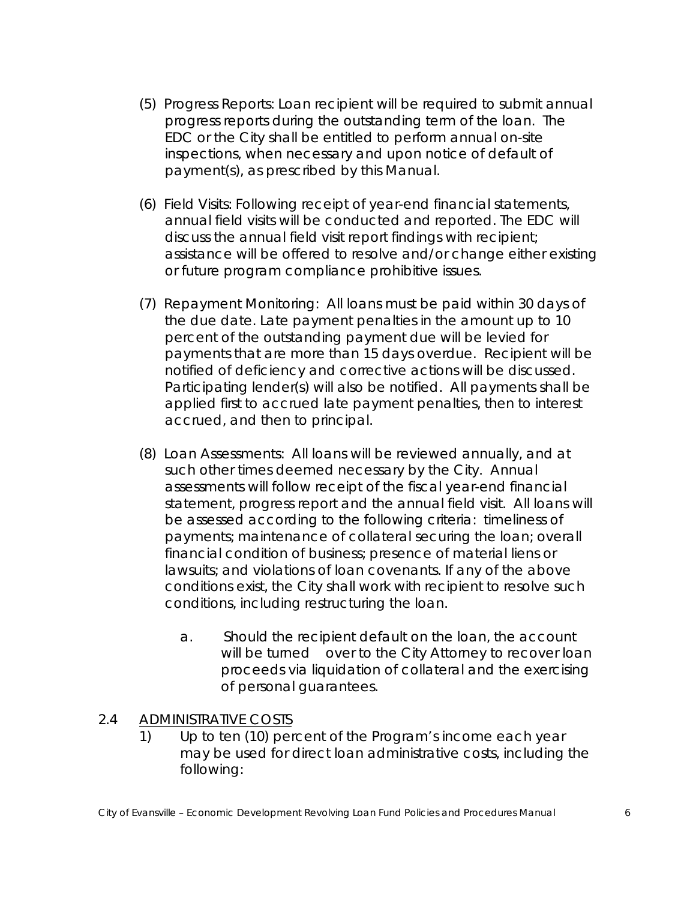(5) Progress Reports: Loan recipient will be required to submit annual progress reports during the outstanding term of the loan. The EDC or the City shall be entitled to perform annual on-site inspections, when necessary and upon notice of default of payment(s), as prescribed by this Manual.

(6) Field Visits: Following receipt of year-end financial statements, annual field visits will be conducted and reported. The EDC will discuss the annual field visit report findings with recipient; assistance will be offered to resolve and/or change either existing or future program compliance prohibitive issues.

(7) Repayment Monitoring: All loans must be paid within 30 days of the due date. Late payment penalties in the amount up to 10 percent of the outstanding payment due will be levied for payments that are more than 15 days overdue. Recipient will be notified of deficiency and corrective actions will be discussed. Participating lender(s) will also be notified. All payments shall be applied first to accrued late payment penalties, then to interest accrued, and then to principal.

(8) Loan Assessments: All loans will be reviewed annually, and at such other times deemed necessary by the City. Annual assessments will follow receipt of the fiscal year-end financial statement, progress report and the annual field visit. All loans will be assessed according to the following criteria: timeliness of payments; maintenance of collateral securing the loan; overall financial condition of business; presence of material liens or lawsuits; and violations of loan covenants. If any of the above conditions exist, the City shall work with recipient to resolve such conditions, including restructuring the loan.

   a. Should the recipient default on the loan, the account will be turned over to the City Attorney to recover loan proceeds via liquidation of collateral and the exercising of personal guarantees.

## 2.4 ADMINISTRATIVE COSTS

1) Up to ten (10) percent of the Program's income each year may be used for direct loan administrative costs, including the following: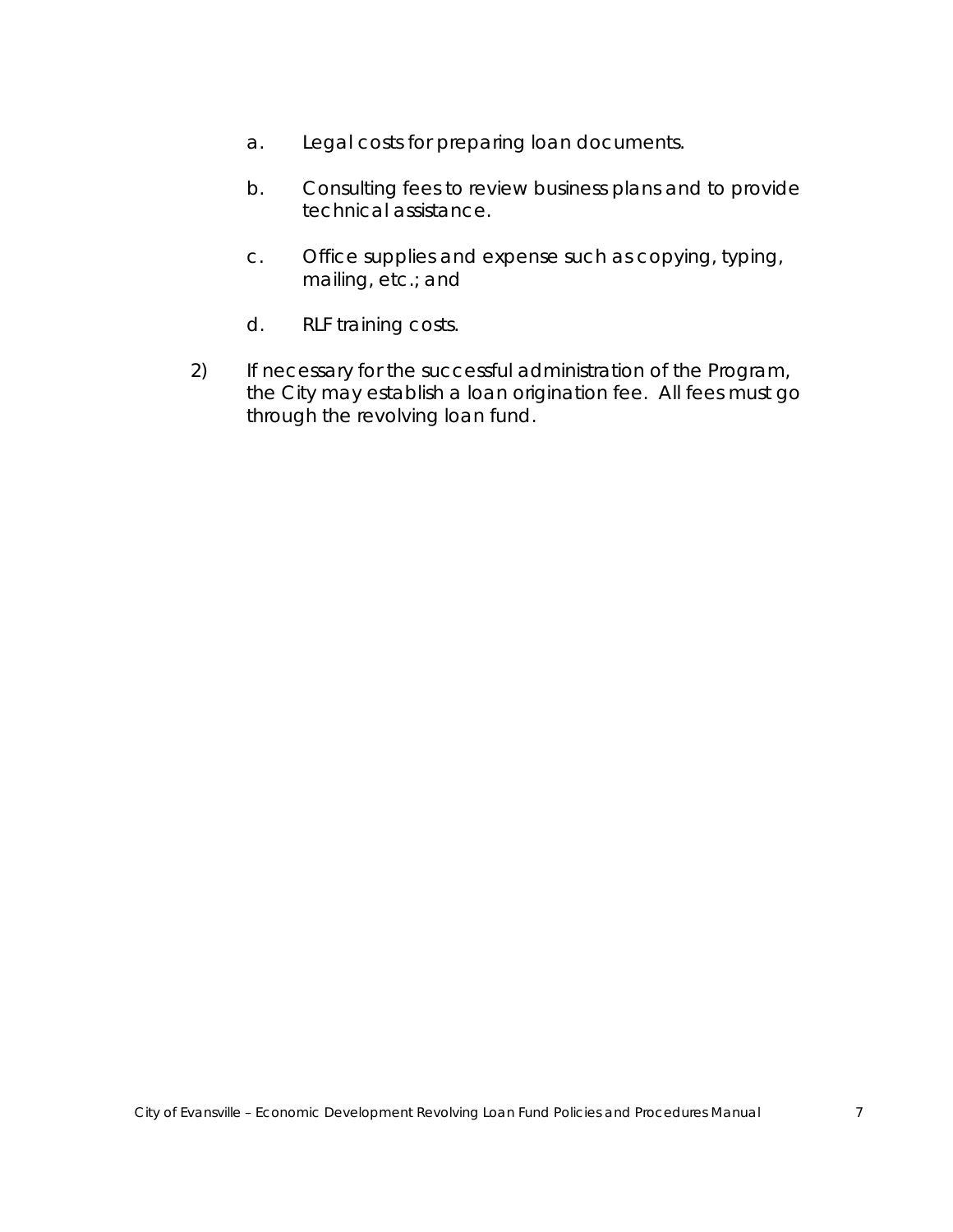a. Legal costs for preparing loan documents.

b. Consulting fees to review business plans and to provide technical assistance.

c. Office supplies and expense such as copying, typing, mailing, etc.; and

d. RLF training costs.

2) If necessary for the successful administration of the Program, the City may establish a loan origination fee. All fees must go through the revolving loan fund.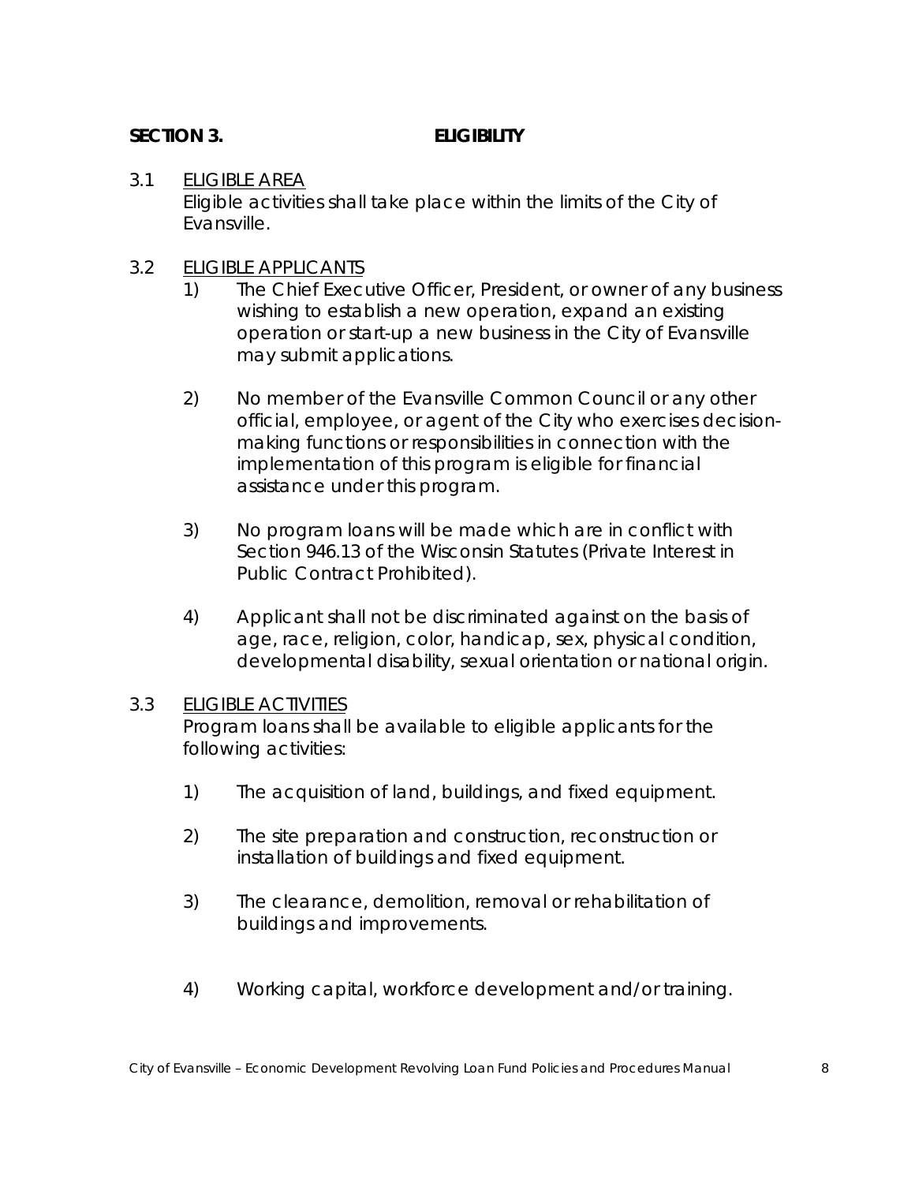## SECTION 3. ELIGIBILITY

3.1 ELIGIBLE AREA

Eligible activities shall take place within the limits of the City of Evansville.

3.2 ELIGIBLE APPLICANTS

1) The Chief Executive Officer, President, or owner of any business wishing to establish a new operation, expand an existing operation or start-up a new business in the City of Evansville may submit applications.

2) No member of the Evansville Common Council or any other official, employee, or agent of the City who exercises decision-making functions or responsibilities in connection with the implementation of this program is eligible for financial assistance under this program.

3) No program loans will be made which are in conflict with Section 946.13 of the Wisconsin Statutes (Private Interest in Public Contract Prohibited).

4) Applicant shall not be discriminated against on the basis of age, race, religion, color, handicap, sex, physical condition, developmental disability, sexual orientation or national origin.

3.3 ELIGIBLE ACTIVITIES

Program loans shall be available to eligible applicants for the following activities:

1) The acquisition of land, buildings, and fixed equipment.

2) The site preparation and construction, reconstruction or installation of buildings and fixed equipment.

3) The clearance, demolition, removal or rehabilitation of buildings and improvements.

4) Working capital, workforce development and/or training.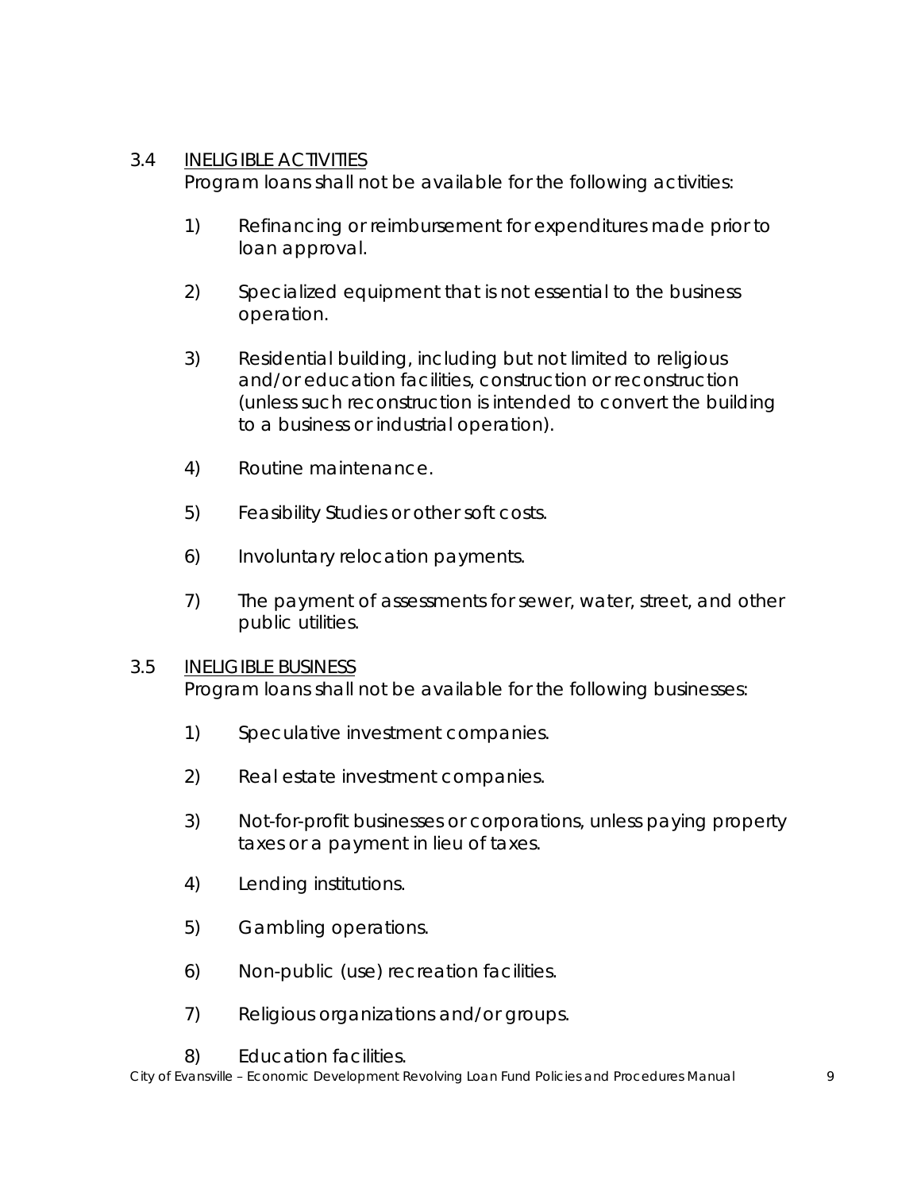### 3.4 <u>INELIGIBLE ACTIVITIES</u>

Program loans shall not be available for the following activities:

1) Refinancing or reimbursement for expenditures made prior to loan approval.

2) Specialized equipment that is not essential to the business operation.

3) Residential building, including but not limited to religious and/or education facilities, construction or reconstruction (unless such reconstruction is intended to convert the building to a business or industrial operation).

4) Routine maintenance.

5) Feasibility Studies or other soft costs.

6) Involuntary relocation payments.

7) The payment of assessments for sewer, water, street, and other public utilities.

### 3.5 <u>INELIGIBLE BUSINESS</u>

Program loans shall not be available for the following businesses:

1) Speculative investment companies.

2) Real estate investment companies.

3) Not-for-profit businesses or corporations, unless paying property taxes or a payment in lieu of taxes.

4) Lending institutions.

5) Gambling operations.

6) Non-public (use) recreation facilities.

7) Religious organizations and/or groups.

8) Education facilities.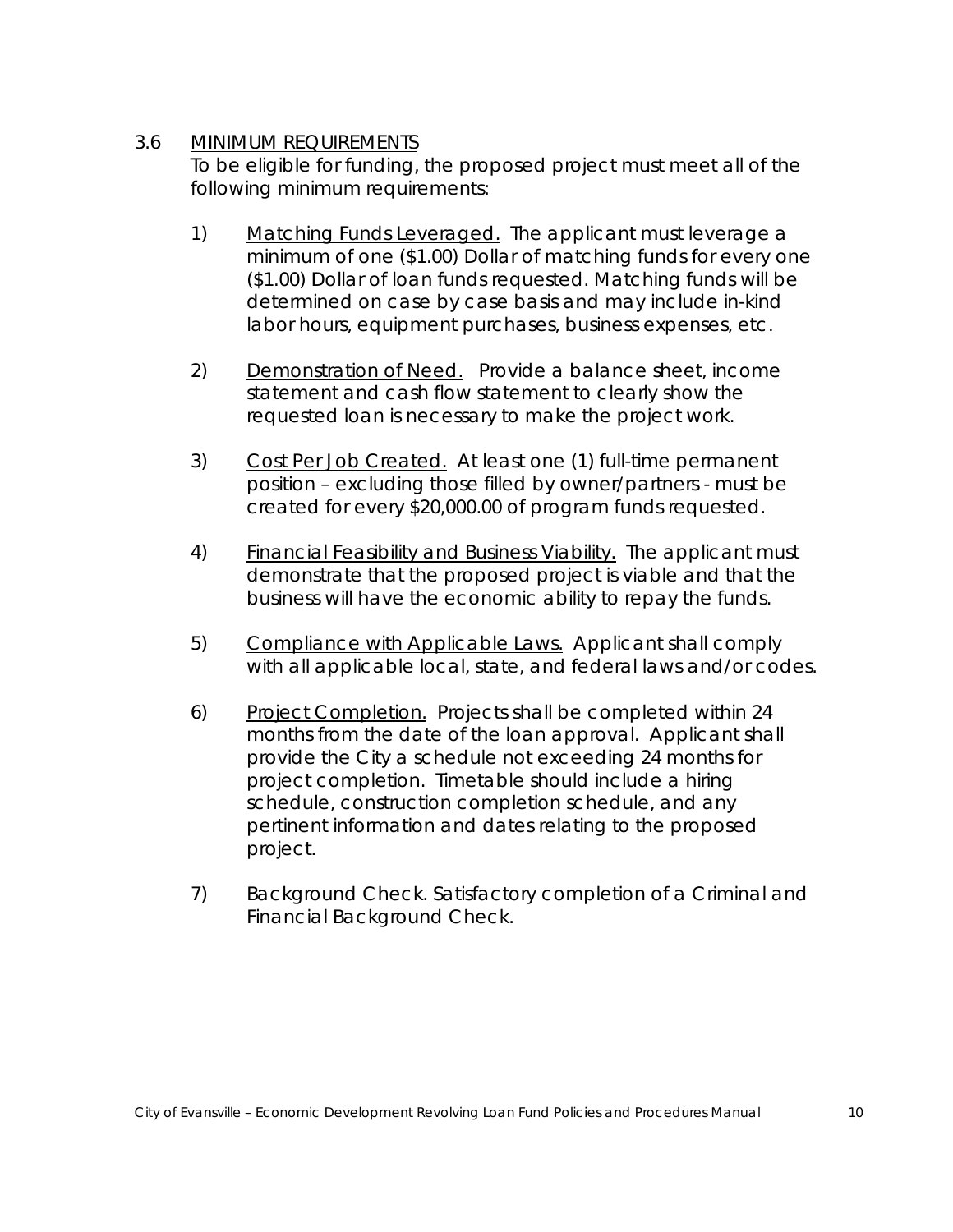## 3.6 MINIMUM REQUIREMENTS

To be eligible for funding, the proposed project must meet all of the following minimum requirements:

1) Matching Funds Leveraged. The applicant must leverage a minimum of one ($1.00) Dollar of matching funds for every one ($1.00) Dollar of loan funds requested. Matching funds will be determined on case by case basis and may include in-kind labor hours, equipment purchases, business expenses, etc.

2) Demonstration of Need. Provide a balance sheet, income statement and cash flow statement to clearly show the requested loan is necessary to make the project work.

3) Cost Per Job Created. At least one (1) full-time permanent position – excluding those filled by owner/partners - must be created for every $20,000.00 of program funds requested.

4) Financial Feasibility and Business Viability. The applicant must demonstrate that the proposed project is viable and that the business will have the economic ability to repay the funds.

5) Compliance with Applicable Laws. Applicant shall comply with all applicable local, state, and federal laws and/or codes.

6) Project Completion. Projects shall be completed within 24 months from the date of the loan approval. Applicant shall provide the City a schedule not exceeding 24 months for project completion. Timetable should include a hiring schedule, construction completion schedule, and any pertinent information and dates relating to the proposed project.

7) Background Check. Satisfactory completion of a Criminal and Financial Background Check.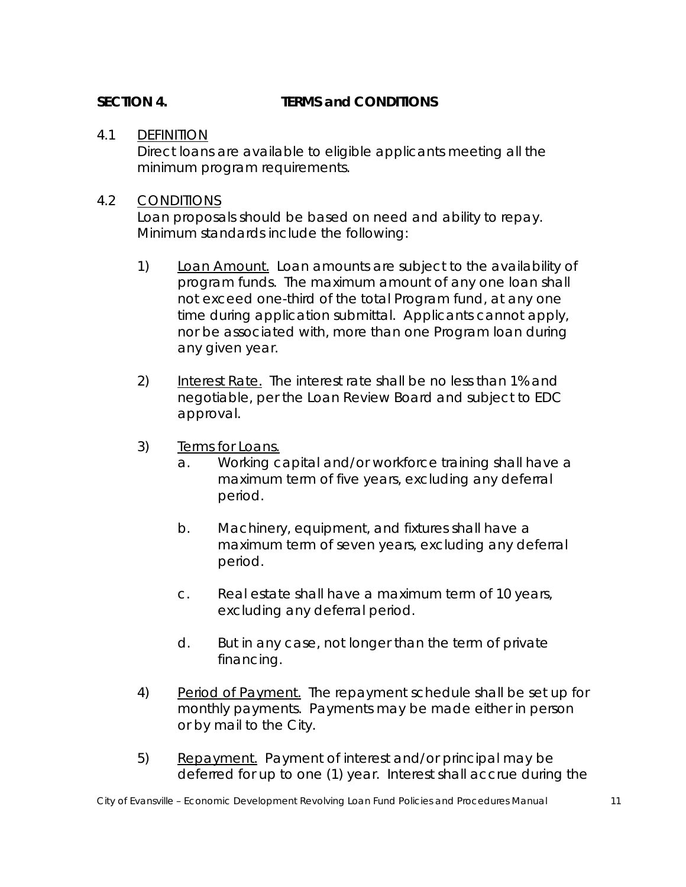## SECTION 4. TERMS and CONDITIONS

4.1 DEFINITION
Direct loans are available to eligible applicants meeting all the minimum program requirements.

4.2 CONDITIONS
Loan proposals should be based on need and ability to repay. Minimum standards include the following:

1) Loan Amount. Loan amounts are subject to the availability of program funds. The maximum amount of any one loan shall not exceed one-third of the total Program fund, at any one time during application submittal. Applicants cannot apply, nor be associated with, more than one Program loan during any given year.

2) Interest Rate. The interest rate shall be no less than 1% and negotiable, per the Loan Review Board and subject to EDC approval.

3) Terms for Loans.
   a. Working capital and/or workforce training shall have a maximum term of five years, excluding any deferral period.

   b. Machinery, equipment, and fixtures shall have a maximum term of seven years, excluding any deferral period.

   c. Real estate shall have a maximum term of 10 years, excluding any deferral period.

   d. But in any case, not longer than the term of private financing.

4) Period of Payment. The repayment schedule shall be set up for monthly payments. Payments may be made either in person or by mail to the City.

5) Repayment. Payment of interest and/or principal may be deferred for up to one (1) year. Interest shall accrue during the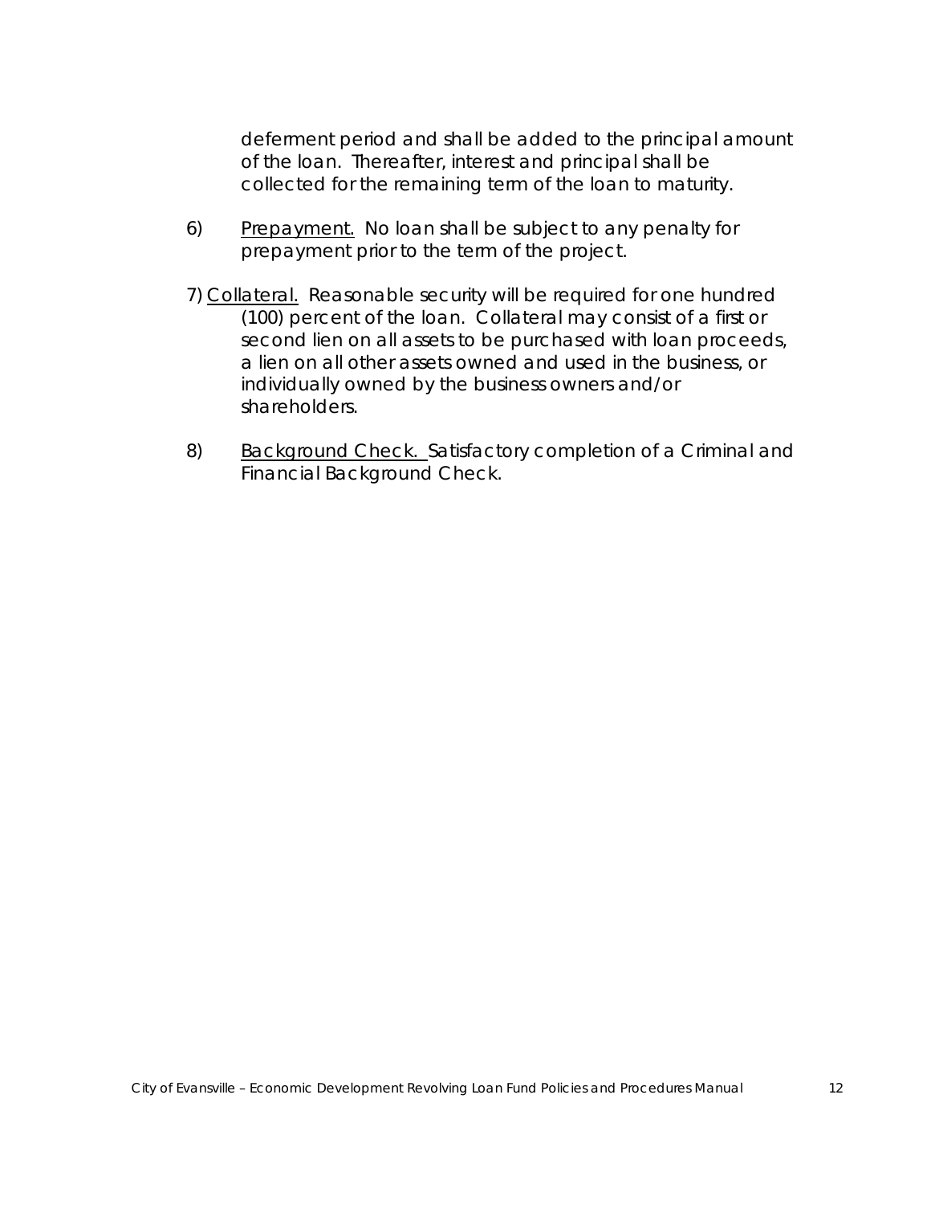deferment period and shall be added to the principal amount of the loan. Thereafter, interest and principal shall be collected for the remaining term of the loan to maturity.

6) Prepayment. No loan shall be subject to any penalty for prepayment prior to the term of the project.

7) Collateral. Reasonable security will be required for one hundred (100) percent of the loan. Collateral may consist of a first or second lien on all assets to be purchased with loan proceeds, a lien on all other assets owned and used in the business, or individually owned by the business owners and/or shareholders.

8) Background Check. Satisfactory completion of a Criminal and Financial Background Check.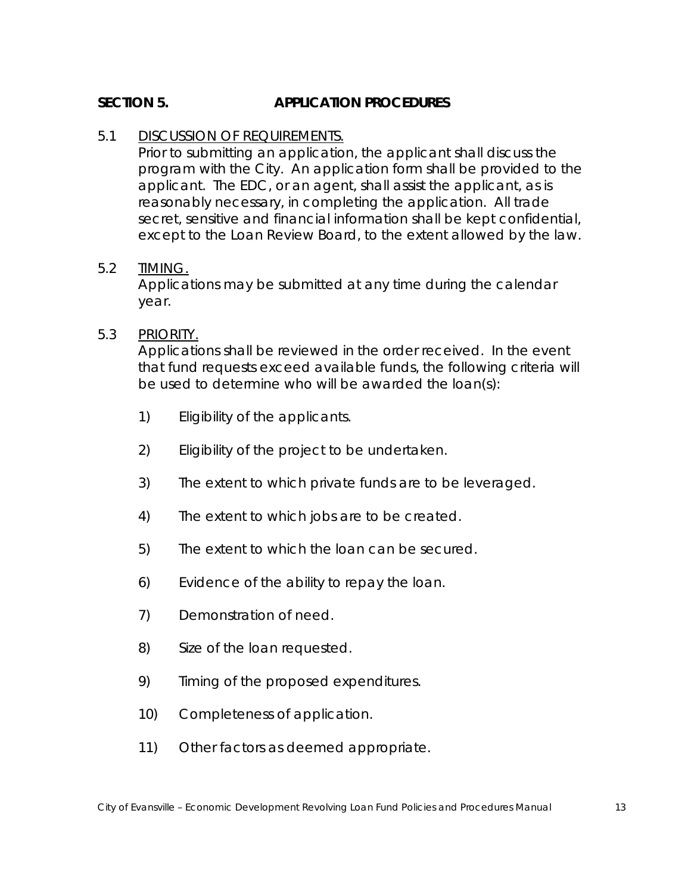## SECTION 5. APPLICATION PROCEDURES

5.1 DISCUSSION OF REQUIREMENTS.

Prior to submitting an application, the applicant shall discuss the program with the City. An application form shall be provided to the applicant. The EDC, or an agent, shall assist the applicant, as is reasonably necessary, in completing the application. All trade secret, sensitive and financial information shall be kept confidential, except to the Loan Review Board, to the extent allowed by the law.

5.2 TIMING.

Applications may be submitted at any time during the calendar year.

5.3 PRIORITY.

Applications shall be reviewed in the order received. In the event that fund requests exceed available funds, the following criteria will be used to determine who will be awarded the loan(s):

1) Eligibility of the applicants.

2) Eligibility of the project to be undertaken.

3) The extent to which private funds are to be leveraged.

4) The extent to which jobs are to be created.

5) The extent to which the loan can be secured.

6) Evidence of the ability to repay the loan.

7) Demonstration of need.

8) Size of the loan requested.

9) Timing of the proposed expenditures.

10) Completeness of application.

11) Other factors as deemed appropriate.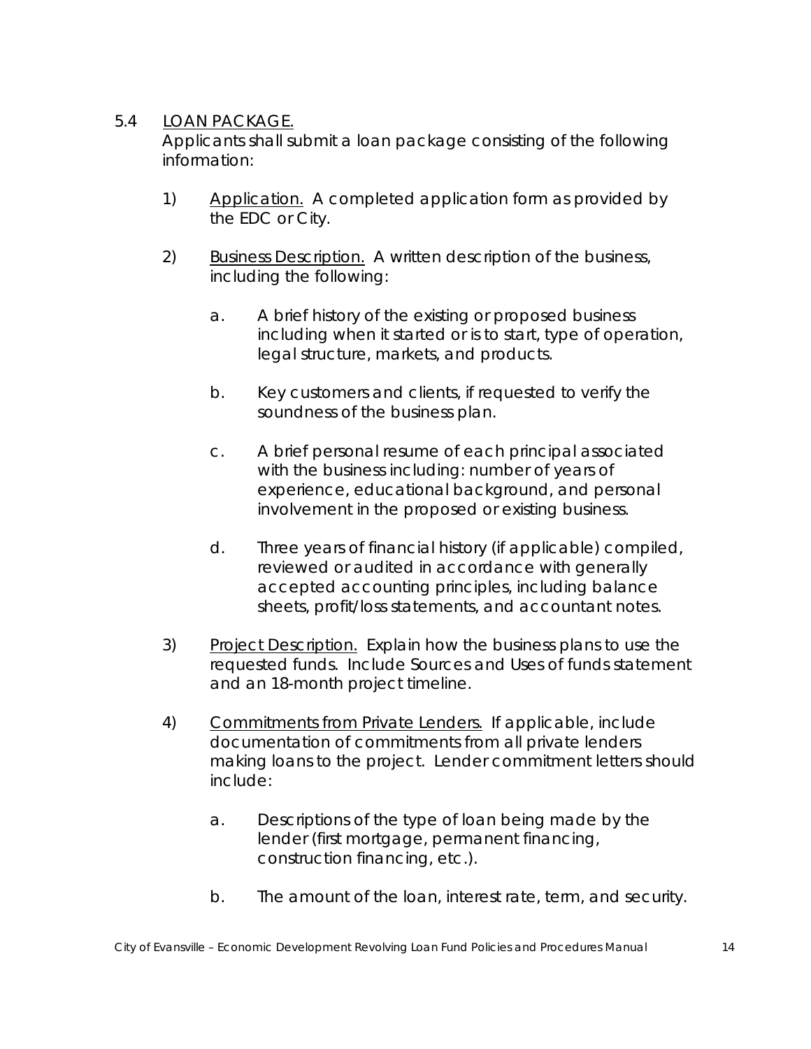## 5.4 LOAN PACKAGE.

Applicants shall submit a loan package consisting of the following information:

1) Application. A completed application form as provided by the EDC or City.

2) Business Description. A written description of the business, including the following:

   a. A brief history of the existing or proposed business including when it started or is to start, type of operation, legal structure, markets, and products.

   b. Key customers and clients, if requested to verify the soundness of the business plan.

   c. A brief personal resume of each principal associated with the business including: number of years of experience, educational background, and personal involvement in the proposed or existing business.

   d. Three years of financial history (if applicable) compiled, reviewed or audited in accordance with generally accepted accounting principles, including balance sheets, profit/loss statements, and accountant notes.

3) Project Description. Explain how the business plans to use the requested funds. Include Sources and Uses of funds statement and an 18-month project timeline.

4) Commitments from Private Lenders. If applicable, include documentation of commitments from all private lenders making loans to the project. Lender commitment letters should include:

   a. Descriptions of the type of loan being made by the lender (first mortgage, permanent financing, construction financing, etc.).

   b. The amount of the loan, interest rate, term, and security.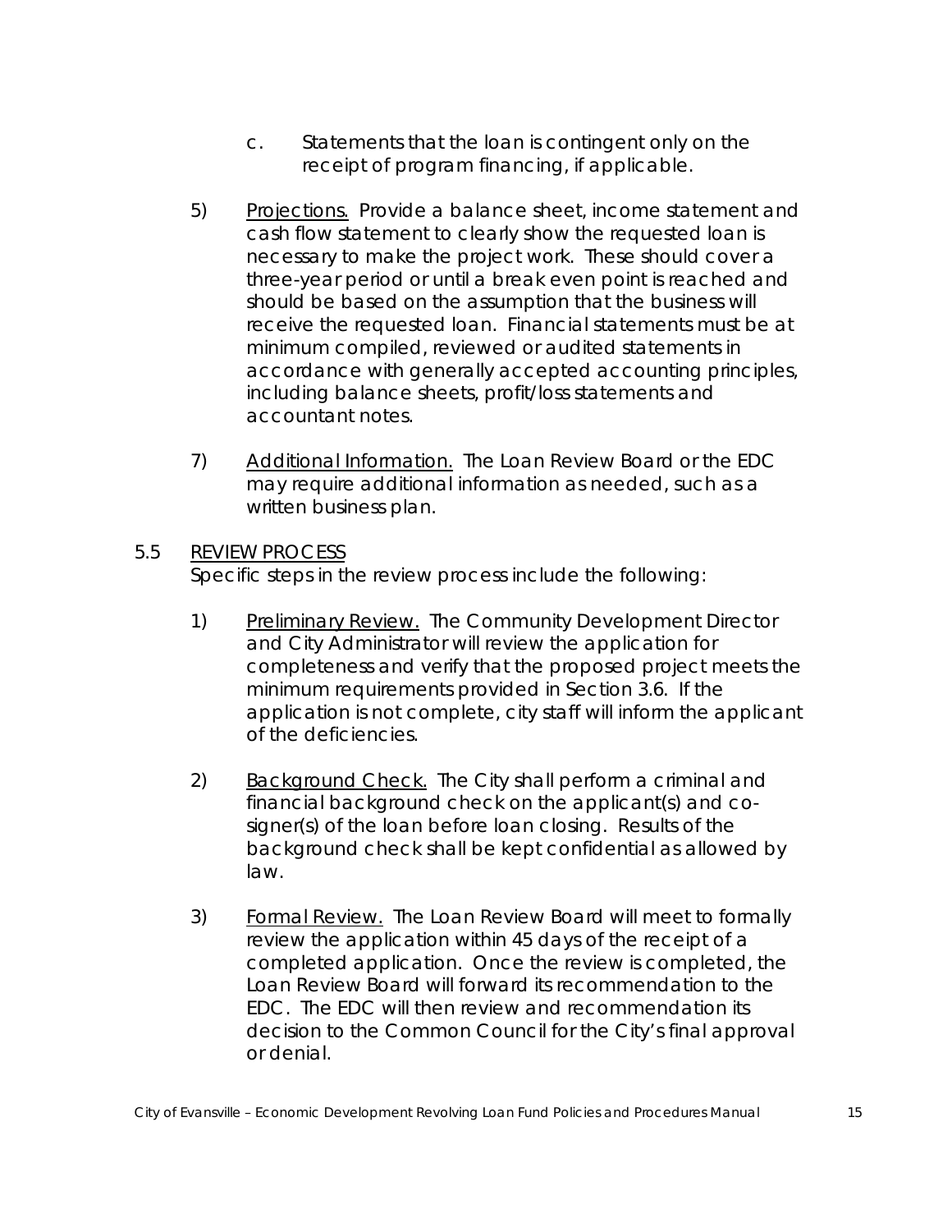c. Statements that the loan is contingent only on the receipt of program financing, if applicable.

5) <u>Projections.</u> Provide a balance sheet, income statement and cash flow statement to clearly show the requested loan is necessary to make the project work. These should cover a three-year period or until a break even point is reached and should be based on the assumption that the business will receive the requested loan. Financial statements must be at minimum compiled, reviewed or audited statements in accordance with generally accepted accounting principles, including balance sheets, profit/loss statements and accountant notes.

7) <u>Additional Information.</u> The Loan Review Board or the EDC may require additional information as needed, such as a written business plan.

5.5 <u>REVIEW PROCESS</u>

Specific steps in the review process include the following:

1) <u>Preliminary Review.</u> The Community Development Director and City Administrator will review the application for completeness and verify that the proposed project meets the minimum requirements provided in Section 3.6. If the application is not complete, city staff will inform the applicant of the deficiencies.

2) <u>Background Check.</u> The City shall perform a criminal and financial background check on the applicant(s) and co-signer(s) of the loan before loan closing. Results of the background check shall be kept confidential as allowed by law.

3) <u>Formal Review.</u> The Loan Review Board will meet to formally review the application within 45 days of the receipt of a completed application. Once the review is completed, the Loan Review Board will forward its recommendation to the EDC. The EDC will then review and recommendation its decision to the Common Council for the City's final approval or denial.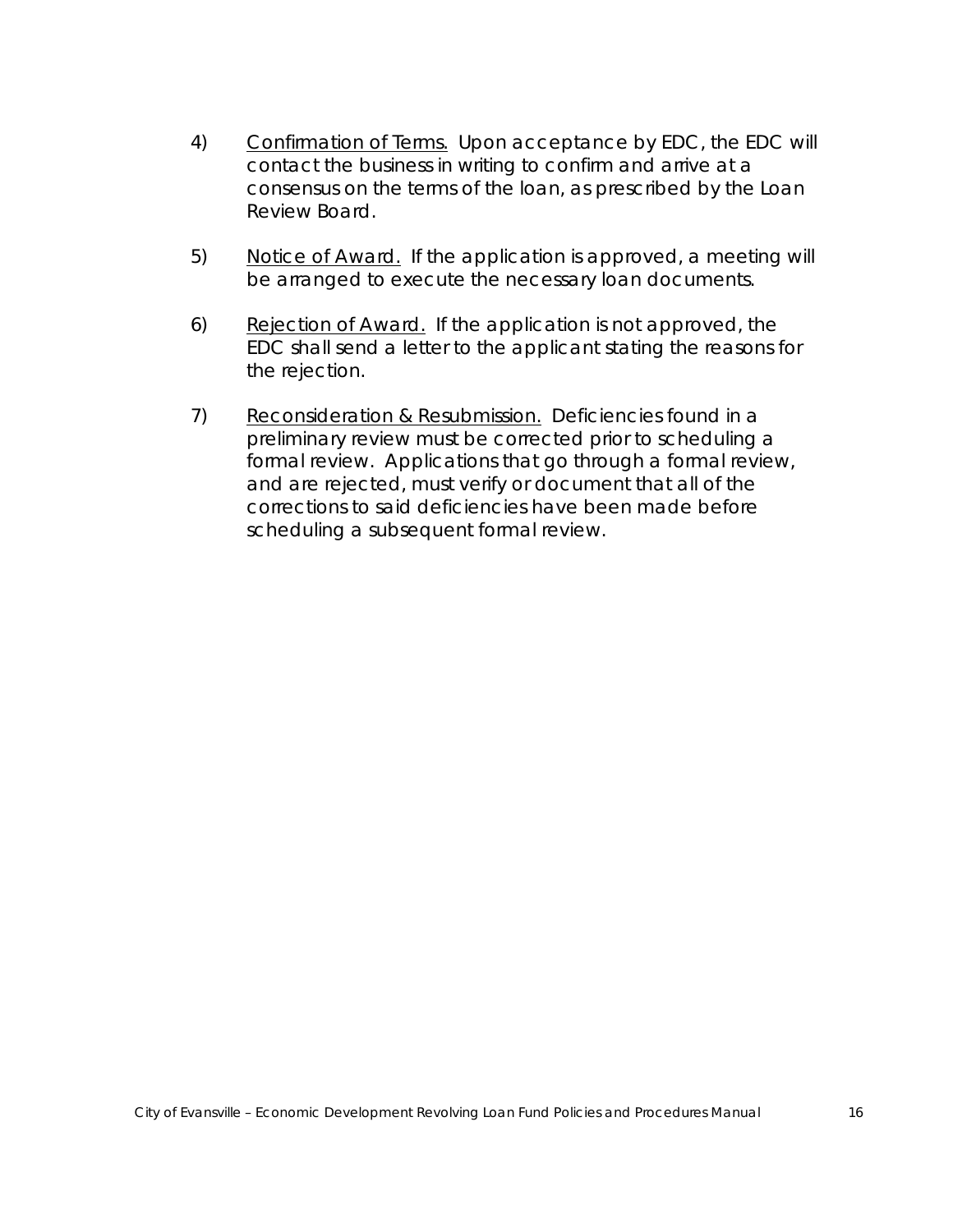4) <u>Confirmation of Terms.</u> Upon acceptance by EDC, the EDC will contact the business in writing to confirm and arrive at a consensus on the terms of the loan, as prescribed by the Loan Review Board.

5) <u>Notice of Award.</u> If the application is approved, a meeting will be arranged to execute the necessary loan documents.

6) <u>Rejection of Award.</u> If the application is not approved, the EDC shall send a letter to the applicant stating the reasons for the rejection.

7) <u>Reconsideration & Resubmission.</u> Deficiencies found in a preliminary review must be corrected prior to scheduling a formal review. Applications that go through a formal review, and are rejected, must verify or document that all of the corrections to said deficiencies have been made before scheduling a subsequent formal review.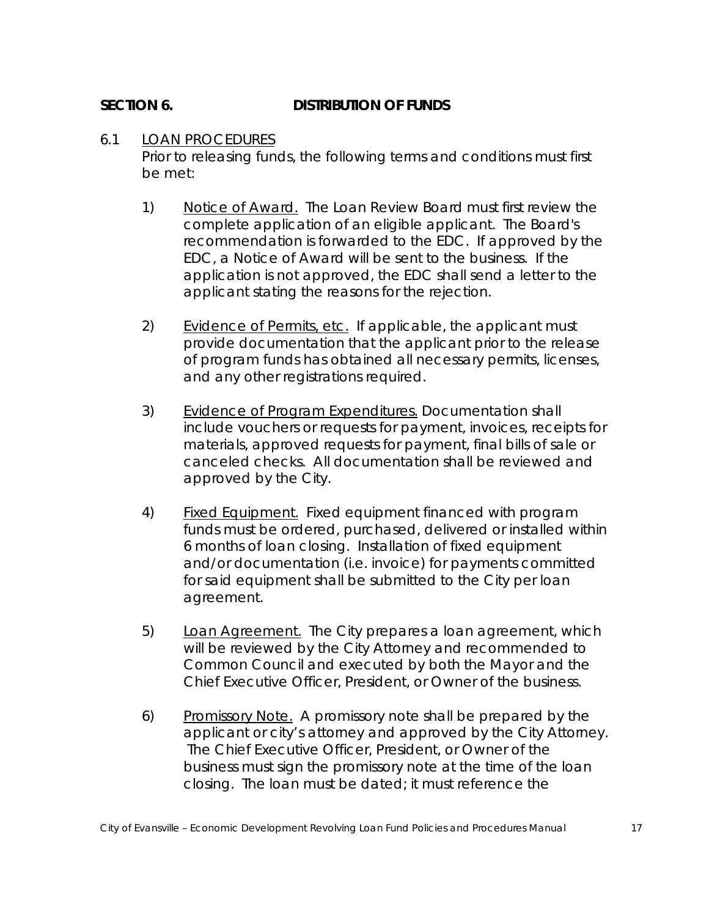## SECTION 6. DISTRIBUTION OF FUNDS

6.1 LOAN PROCEDURES

Prior to releasing funds, the following terms and conditions must first be met:

1) Notice of Award. The Loan Review Board must first review the complete application of an eligible applicant. The Board's recommendation is forwarded to the EDC. If approved by the EDC, a Notice of Award will be sent to the business. If the application is not approved, the EDC shall send a letter to the applicant stating the reasons for the rejection.

2) Evidence of Permits, etc. If applicable, the applicant must provide documentation that the applicant prior to the release of program funds has obtained all necessary permits, licenses, and any other registrations required.

3) Evidence of Program Expenditures. Documentation shall include vouchers or requests for payment, invoices, receipts for materials, approved requests for payment, final bills of sale or canceled checks. All documentation shall be reviewed and approved by the City.

4) Fixed Equipment. Fixed equipment financed with program funds must be ordered, purchased, delivered or installed within 6 months of loan closing. Installation of fixed equipment and/or documentation (i.e. invoice) for payments committed for said equipment shall be submitted to the City per loan agreement.

5) Loan Agreement. The City prepares a loan agreement, which will be reviewed by the City Attorney and recommended to Common Council and executed by both the Mayor and the Chief Executive Officer, President, or Owner of the business.

6) Promissory Note. A promissory note shall be prepared by the applicant or city's attorney and approved by the City Attorney. The Chief Executive Officer, President, or Owner of the business must sign the promissory note at the time of the loan closing. The loan must be dated; it must reference the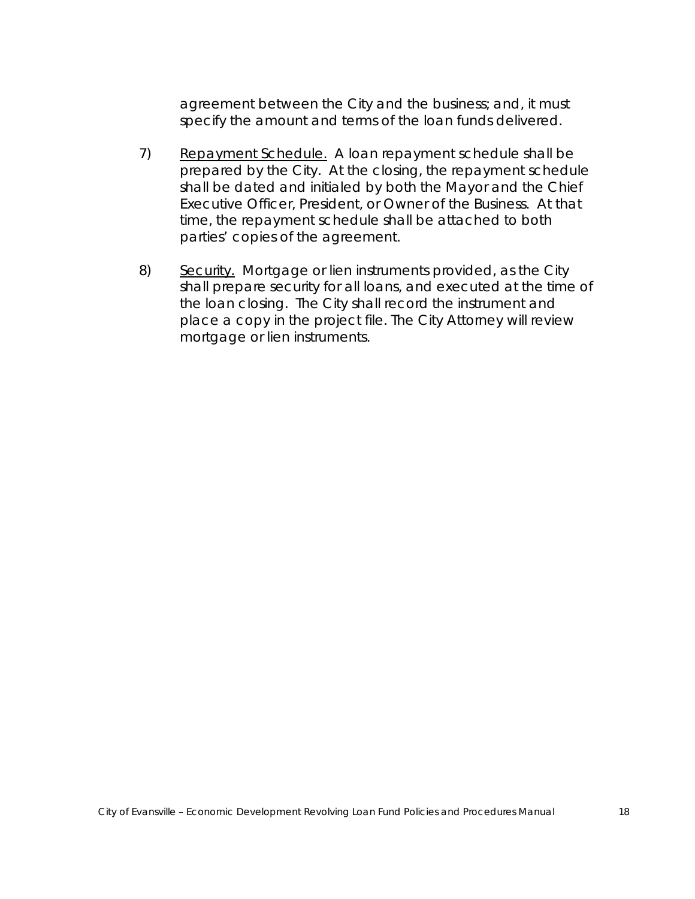agreement between the City and the business; and, it must specify the amount and terms of the loan funds delivered.

7) <u>Repayment Schedule.</u> A loan repayment schedule shall be prepared by the City. At the closing, the repayment schedule shall be dated and initialed by both the Mayor and the Chief Executive Officer, President, or Owner of the Business. At that time, the repayment schedule shall be attached to both parties' copies of the agreement.

8) <u>Security.</u> Mortgage or lien instruments provided, as the City shall prepare security for all loans, and executed at the time of the loan closing. The City shall record the instrument and place a copy in the project file. The City Attorney will review mortgage or lien instruments.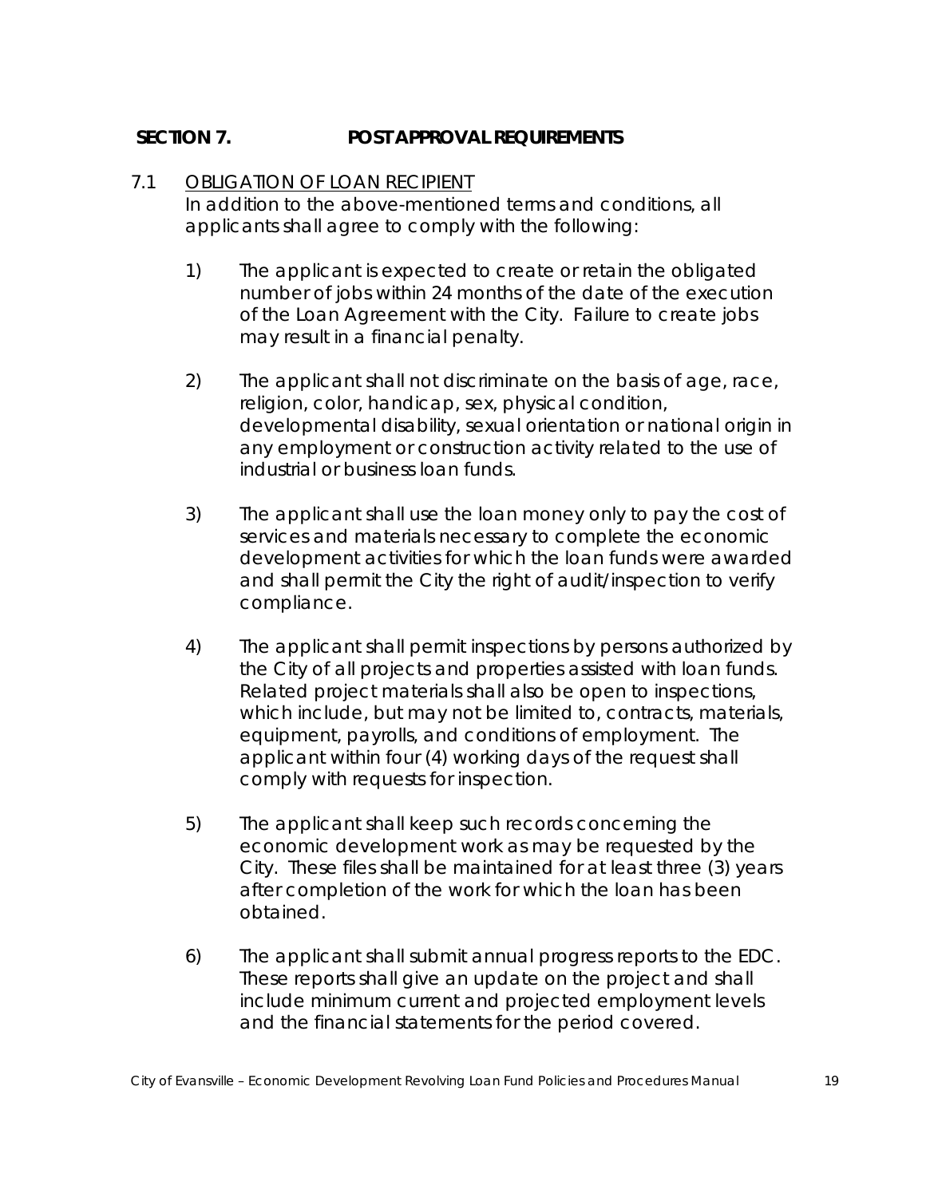## SECTION 7. POST APPROVAL REQUIREMENTS

### 7.1 OBLIGATION OF LOAN RECIPIENT

In addition to the above-mentioned terms and conditions, all applicants shall agree to comply with the following:

1) The applicant is expected to create or retain the obligated number of jobs within 24 months of the date of the execution of the Loan Agreement with the City. Failure to create jobs may result in a financial penalty.

2) The applicant shall not discriminate on the basis of age, race, religion, color, handicap, sex, physical condition, developmental disability, sexual orientation or national origin in any employment or construction activity related to the use of industrial or business loan funds.

3) The applicant shall use the loan money only to pay the cost of services and materials necessary to complete the economic development activities for which the loan funds were awarded and shall permit the City the right of audit/inspection to verify compliance.

4) The applicant shall permit inspections by persons authorized by the City of all projects and properties assisted with loan funds. Related project materials shall also be open to inspections, which include, but may not be limited to, contracts, materials, equipment, payrolls, and conditions of employment. The applicant within four (4) working days of the request shall comply with requests for inspection.

5) The applicant shall keep such records concerning the economic development work as may be requested by the City. These files shall be maintained for at least three (3) years after completion of the work for which the loan has been obtained.

6) The applicant shall submit annual progress reports to the EDC. These reports shall give an update on the project and shall include minimum current and projected employment levels and the financial statements for the period covered.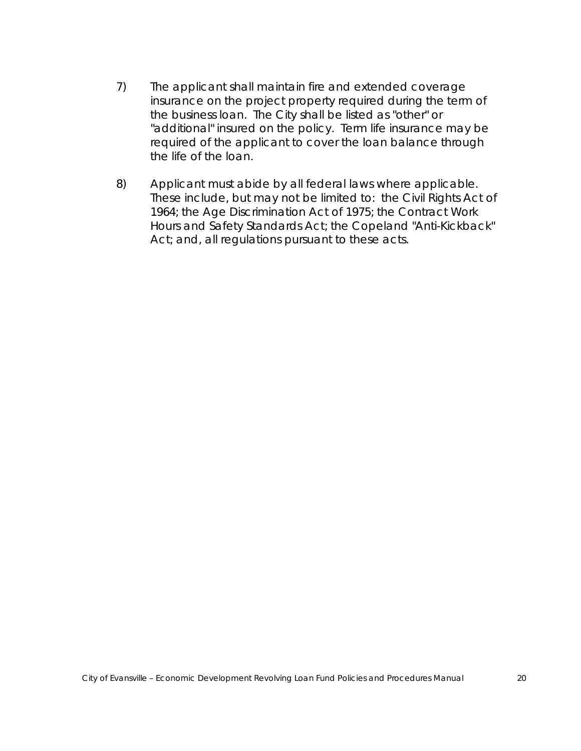7) The applicant shall maintain fire and extended coverage insurance on the project property required during the term of the business loan. The City shall be listed as "other" or "additional" insured on the policy. Term life insurance may be required of the applicant to cover the loan balance through the life of the loan.

8) Applicant must abide by all federal laws where applicable. These include, but may not be limited to: the Civil Rights Act of 1964; the Age Discrimination Act of 1975; the Contract Work Hours and Safety Standards Act; the Copeland "Anti-Kickback" Act; and, all regulations pursuant to these acts.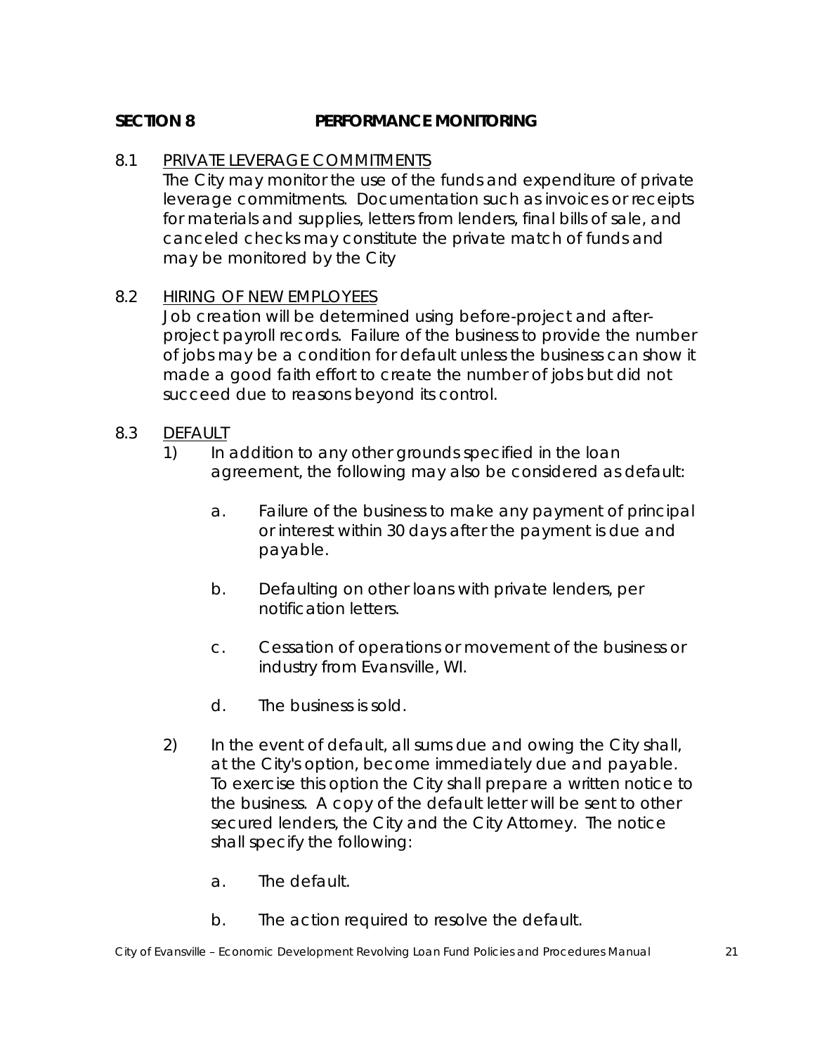## SECTION 8 PERFORMANCE MONITORING

8.1 PRIVATE LEVERAGE COMMITMENTS

The City may monitor the use of the funds and expenditure of private leverage commitments. Documentation such as invoices or receipts for materials and supplies, letters from lenders, final bills of sale, and canceled checks may constitute the private match of funds and may be monitored by the City

8.2 HIRING OF NEW EMPLOYEES

Job creation will be determined using before-project and after-project payroll records. Failure of the business to provide the number of jobs may be a condition for default unless the business can show it made a good faith effort to create the number of jobs but did not succeed due to reasons beyond its control.

8.3 DEFAULT

1) In addition to any other grounds specified in the loan agreement, the following may also be considered as default:

   a. Failure of the business to make any payment of principal or interest within 30 days after the payment is due and payable.

   b. Defaulting on other loans with private lenders, per notification letters.

   c. Cessation of operations or movement of the business or industry from Evansville, WI.

   d. The business is sold.

2) In the event of default, all sums due and owing the City shall, at the City's option, become immediately due and payable. To exercise this option the City shall prepare a written notice to the business. A copy of the default letter will be sent to other secured lenders, the City and the City Attorney. The notice shall specify the following:

   a. The default.

   b. The action required to resolve the default.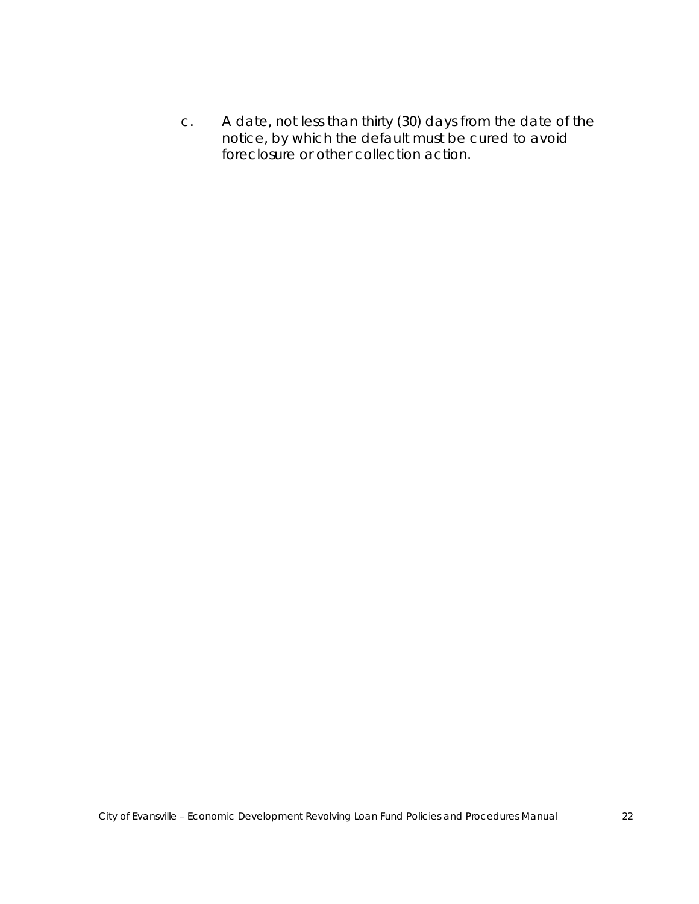c. A date, not less than thirty (30) days from the date of the notice, by which the default must be cured to avoid foreclosure or other collection action.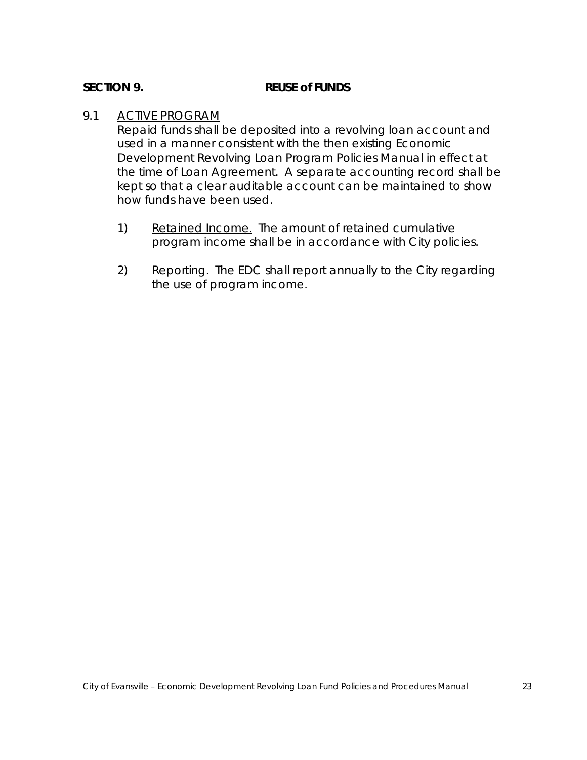## SECTION 9. REUSE of FUNDS

### 9.1 ACTIVE PROGRAM

Repaid funds shall be deposited into a revolving loan account and used in a manner consistent with the then existing Economic Development Revolving Loan Program Policies Manual in effect at the time of Loan Agreement. A separate accounting record shall be kept so that a clear auditable account can be maintained to show how funds have been used.

1) Retained Income. The amount of retained cumulative program income shall be in accordance with City policies.

2) Reporting. The EDC shall report annually to the City regarding the use of program income.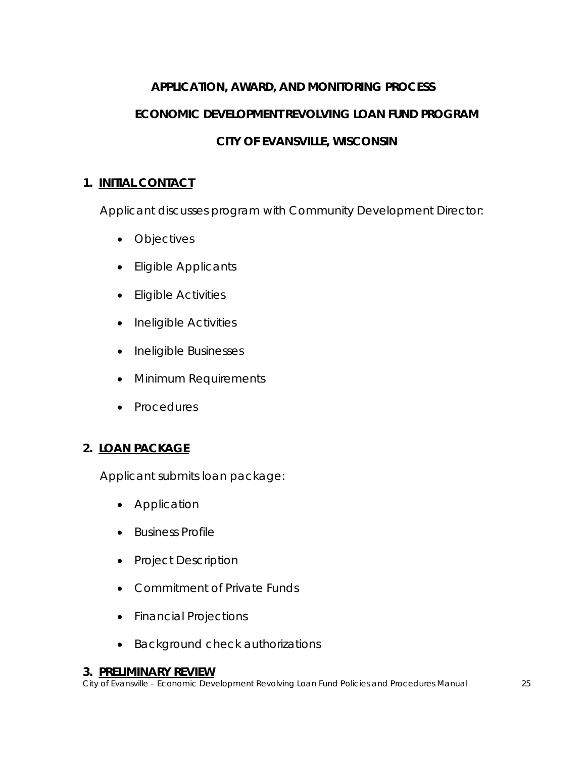# APPLICATION, AWARD, AND MONITORING PROCESS

# ECONOMIC DEVELOPMENT REVOLVING LOAN FUND PROGRAM

# CITY OF EVANSVILLE, WISCONSIN

## 1. INITIAL CONTACT

Applicant discusses program with Community Development Director:

- Objectives
- Eligible Applicants
- Eligible Activities
- Ineligible Activities
- Ineligible Businesses
- Minimum Requirements
- Procedures

## 2. LOAN PACKAGE

Applicant submits loan package:

- Application
- Business Profile
- Project Description
- Commitment of Private Funds
- Financial Projections
- Background check authorizations

## 3. PRELIMINARY REVIEW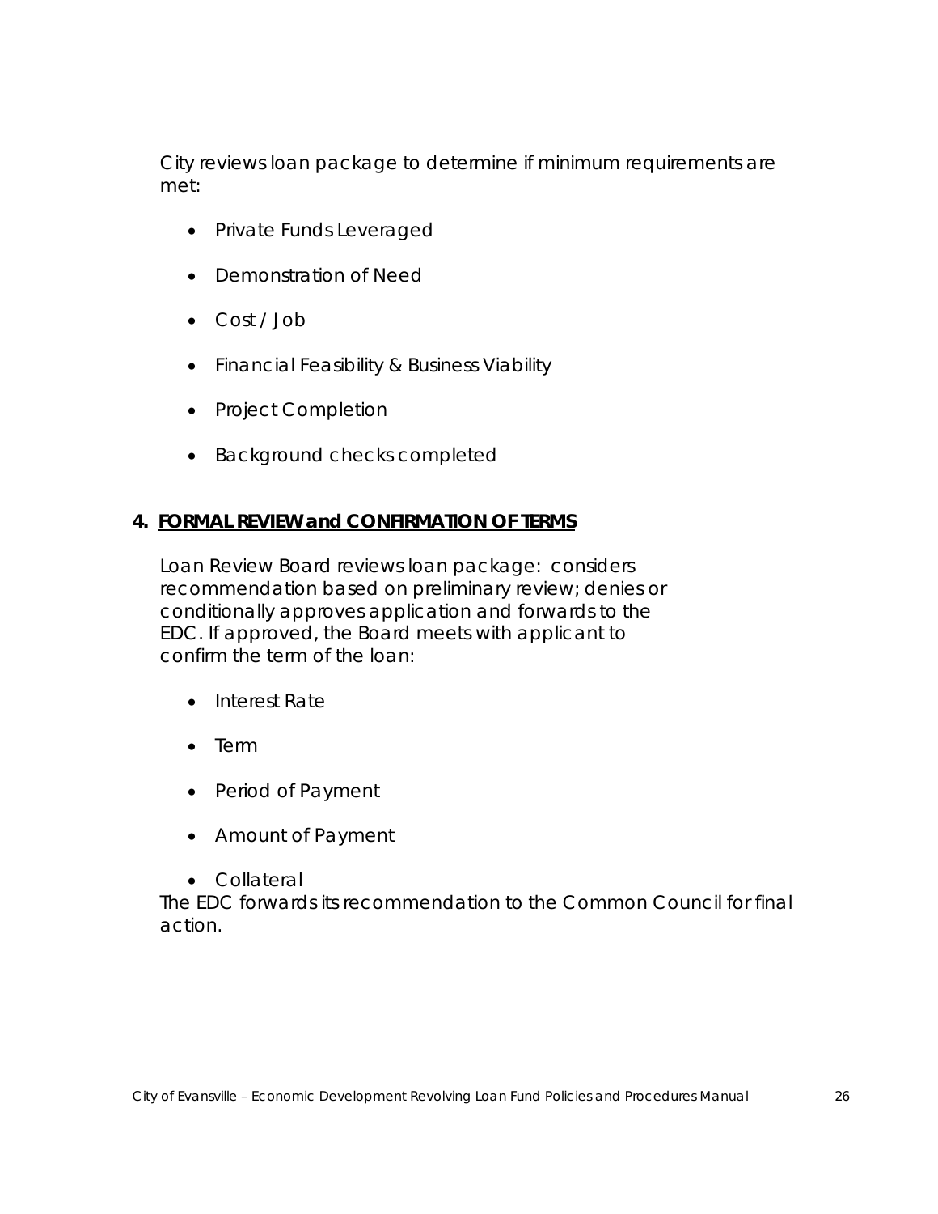City reviews loan package to determine if minimum requirements are met:

- Private Funds Leveraged
- Demonstration of Need
- Cost / Job
- Financial Feasibility & Business Viability
- Project Completion
- Background checks completed

**4. FORMAL REVIEW and CONFIRMATION OF TERMS**

Loan Review Board reviews loan package: considers recommendation based on preliminary review; denies or conditionally approves application and forwards to the EDC. If approved, the Board meets with applicant to confirm the term of the loan:

- Interest Rate
- Term
- Period of Payment
- Amount of Payment
- Collateral

The EDC forwards its recommendation to the Common Council for final action.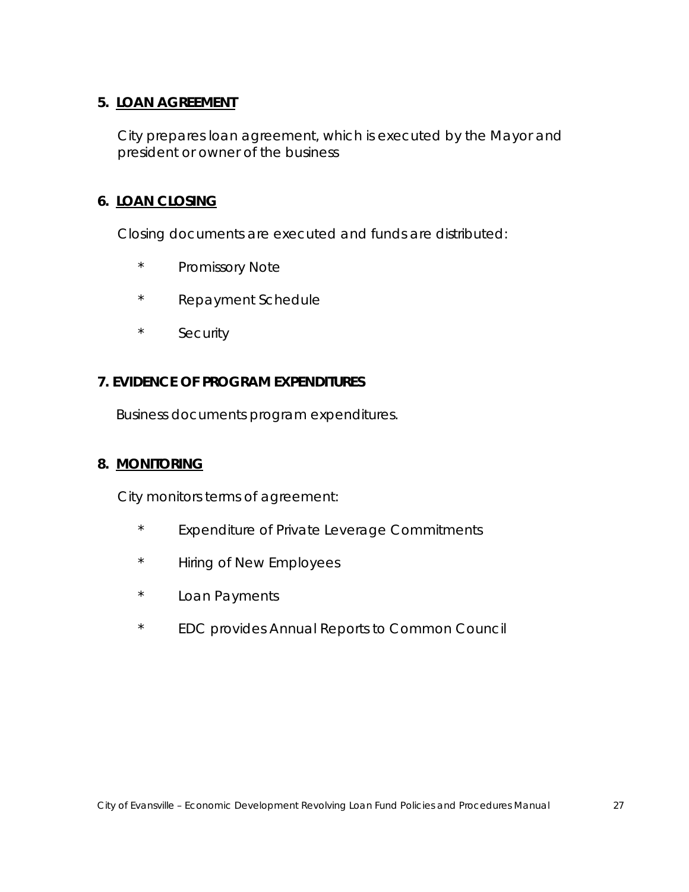## 5. LOAN AGREEMENT

City prepares loan agreement, which is executed by the Mayor and president or owner of the business

## 6. LOAN CLOSING

Closing documents are executed and funds are distributed:

* Promissory Note
* Repayment Schedule
* Security

## 7. EVIDENCE OF PROGRAM EXPENDITURES

Business documents program expenditures.

## 8. MONITORING

City monitors terms of agreement:

* Expenditure of Private Leverage Commitments
* Hiring of New Employees
* Loan Payments
* EDC provides Annual Reports to Common Council